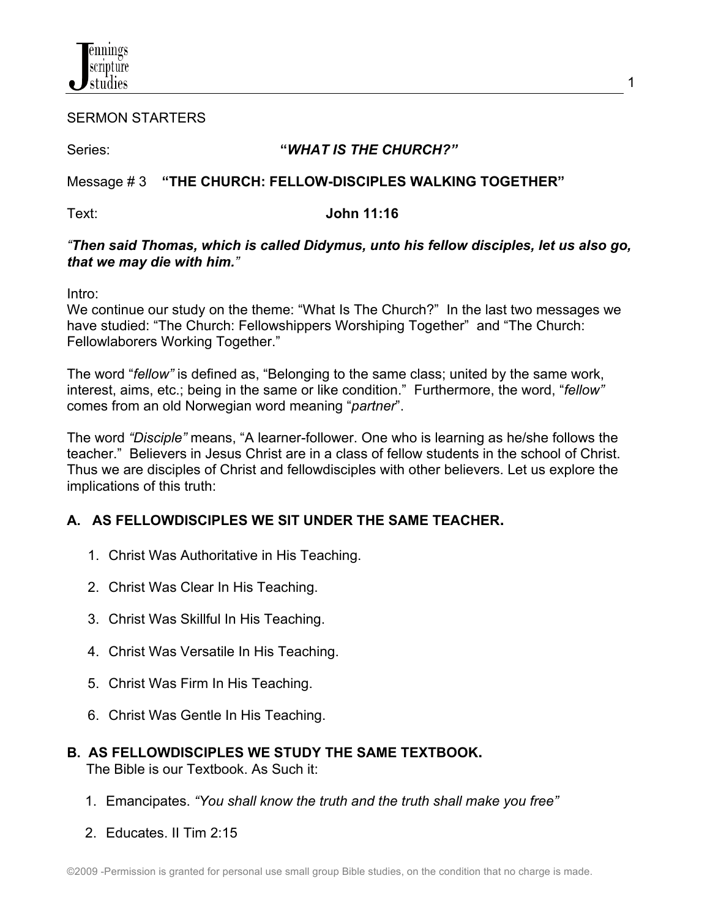SERMON STARTERS

Series: **"*WHAT IS THE CHURCH?*"**

Message # 3 **"THE CHURCH: FELLOW-DISCIPLES WALKING TOGETHER"**

Text: **John 11:16**

***"Then said Thomas, which is called Didymus, unto his fellow disciples, let us also go, that we may die with him."***

Intro:
We continue our study on the theme: "What Is The Church?" In the last two messages we have studied: "The Church: Fellowshippers Worshiping Together" and "The Church: Fellowlaborers Working Together."

The word "*fellow"* is defined as, "Belonging to the same class; united by the same work, interest, aims, etc.; being in the same or like condition." Furthermore, the word, "*fellow"* comes from an old Norwegian word meaning "*partner*".

The word *"Disciple"* means, "A learner-follower. One who is learning as he/she follows the teacher." Believers in Jesus Christ are in a class of fellow students in the school of Christ. Thus we are disciples of Christ and fellowdisciples with other believers. Let us explore the implications of this truth:

**A. AS FELLOWDISCIPLES WE SIT UNDER THE SAME TEACHER.**

1. Christ Was Authoritative in His Teaching.
2. Christ Was Clear In His Teaching.
3. Christ Was Skillful In His Teaching.
4. Christ Was Versatile In His Teaching.
5. Christ Was Firm In His Teaching.
6. Christ Was Gentle In His Teaching.

**B. AS FELLOWDISCIPLES WE STUDY THE SAME TEXTBOOK.**
The Bible is our Textbook. As Such it:

1. Emancipates. *"You shall know the truth and the truth shall make you free"*
2. Educates. II Tim 2:15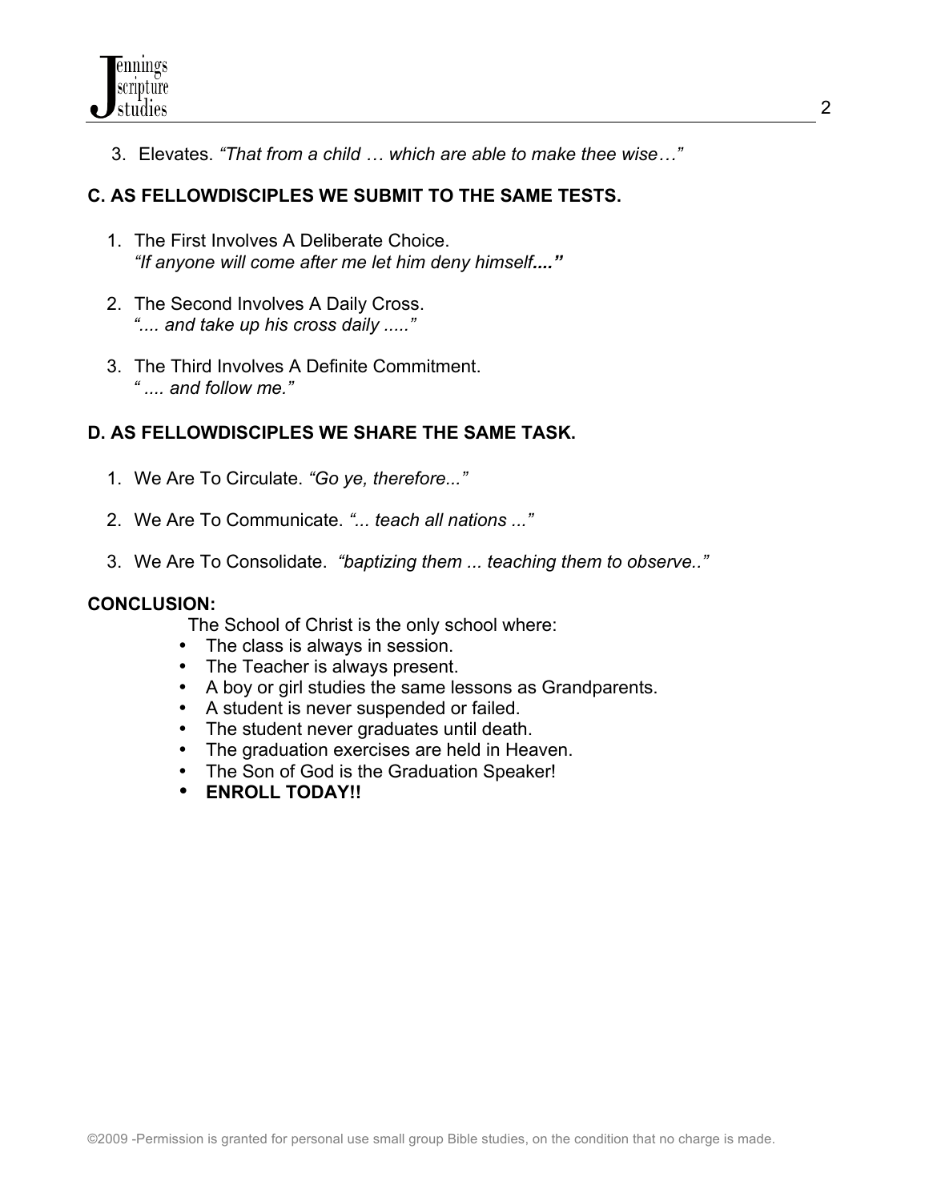3. Elevates. *"That from a child … which are able to make thee wise…"*

**C. AS FELLOWDISCIPLES WE SUBMIT TO THE SAME TESTS.**

1. The First Involves A Deliberate Choice.
   *"If anyone will come after me let him deny himself...."*

2. The Second Involves A Daily Cross.
   *".... and take up his cross daily ....."*

3. The Third Involves A Definite Commitment.
   *" .... and follow me."*

**D. AS FELLOWDISCIPLES WE SHARE THE SAME TASK.**

1. We Are To Circulate. *"Go ye, therefore..."*

2. We Are To Communicate. *"... teach all nations ..."*

3. We Are To Consolidate. *"baptizing them ... teaching them to observe.."*

**CONCLUSION:**

The School of Christ is the only school where:

- The class is always in session.
- The Teacher is always present.
- A boy or girl studies the same lessons as Grandparents.
- A student is never suspended or failed.
- The student never graduates until death.
- The graduation exercises are held in Heaven.
- The Son of God is the Graduation Speaker!
- **ENROLL TODAY!!**

©2009 -Permission is granted for personal use small group Bible studies, on the condition that no charge is made.